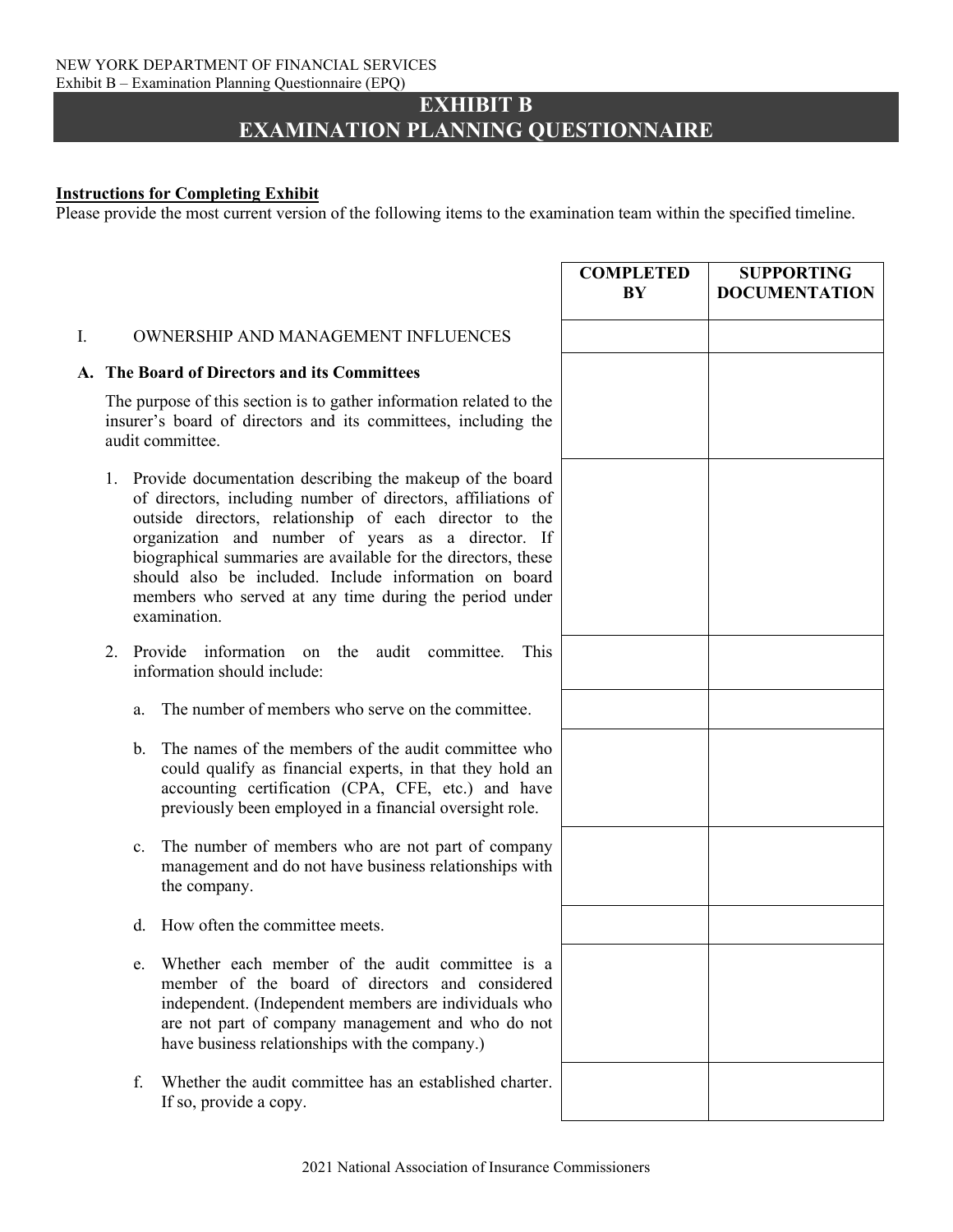# EXHIBIT B
# EXAMINATION PLANNING QUESTIONNAIRE

**Instructions for Completing Exhibit**

Please provide the most current version of the following items to the examination team within the specified timeline.

| | COMPLETED BY | SUPPORTING DOCUMENTATION |
|---|---|---|
| I. OWNERSHIP AND MANAGEMENT INFLUENCES | | |
| **A. The Board of Directors and its Committees**<br><br>The purpose of this section is to gather information related to the insurer's board of directors and its committees, including the audit committee. | | |
| 1. Provide documentation describing the makeup of the board of directors, including number of directors, affiliations of outside directors, relationship of each director to the organization and number of years as a director. If biographical summaries are available for the directors, these should also be included. Include information on board members who served at any time during the period under examination. | | |
| 2. Provide information on the audit committee. This information should include: | | |
| a. The number of members who serve on the committee. | | |
| b. The names of the members of the audit committee who could qualify as financial experts, in that they hold an accounting certification (CPA, CFE, etc.) and have previously been employed in a financial oversight role. | | |
| c. The number of members who are not part of company management and do not have business relationships with the company. | | |
| d. How often the committee meets. | | |
| e. Whether each member of the audit committee is a member of the board of directors and considered independent. (Independent members are individuals who are not part of company management and who do not have business relationships with the company.) | | |
| f. Whether the audit committee has an established charter. If so, provide a copy. | | |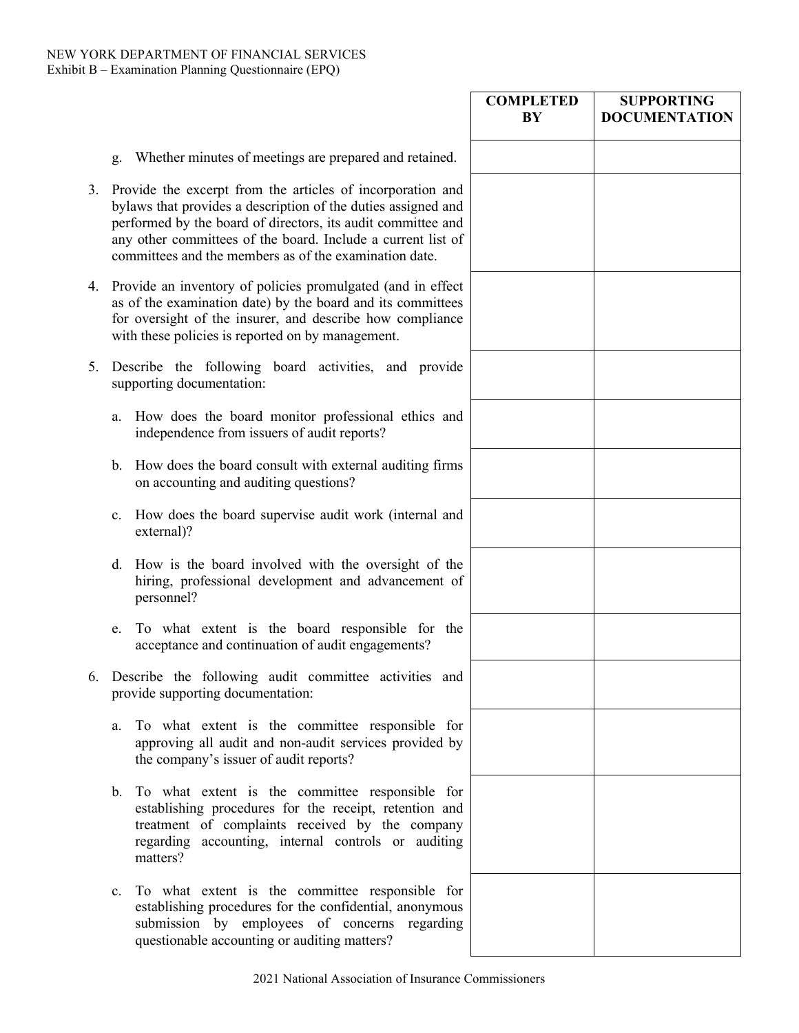| | COMPLETED BY | SUPPORTING DOCUMENTATION |
|---|---|---|
| g. Whether minutes of meetings are prepared and retained. | | |
| 3. Provide the excerpt from the articles of incorporation and bylaws that provides a description of the duties assigned and performed by the board of directors, its audit committee and any other committees of the board. Include a current list of committees and the members as of the examination date. | | |
| 4. Provide an inventory of policies promulgated (and in effect as of the examination date) by the board and its committees for oversight of the insurer, and describe how compliance with these policies is reported on by management. | | |
| 5. Describe the following board activities, and provide supporting documentation: | | |
| a. How does the board monitor professional ethics and independence from issuers of audit reports? | | |
| b. How does the board consult with external auditing firms on accounting and auditing questions? | | |
| c. How does the board supervise audit work (internal and external)? | | |
| d. How is the board involved with the oversight of the hiring, professional development and advancement of personnel? | | |
| e. To what extent is the board responsible for the acceptance and continuation of audit engagements? | | |
| 6. Describe the following audit committee activities and provide supporting documentation: | | |
| a. To what extent is the committee responsible for approving all audit and non-audit services provided by the company's issuer of audit reports? | | |
| b. To what extent is the committee responsible for establishing procedures for the receipt, retention and treatment of complaints received by the company regarding accounting, internal controls or auditing matters? | | |
| c. To what extent is the committee responsible for establishing procedures for the confidential, anonymous submission by employees of concerns regarding questionable accounting or auditing matters? | | |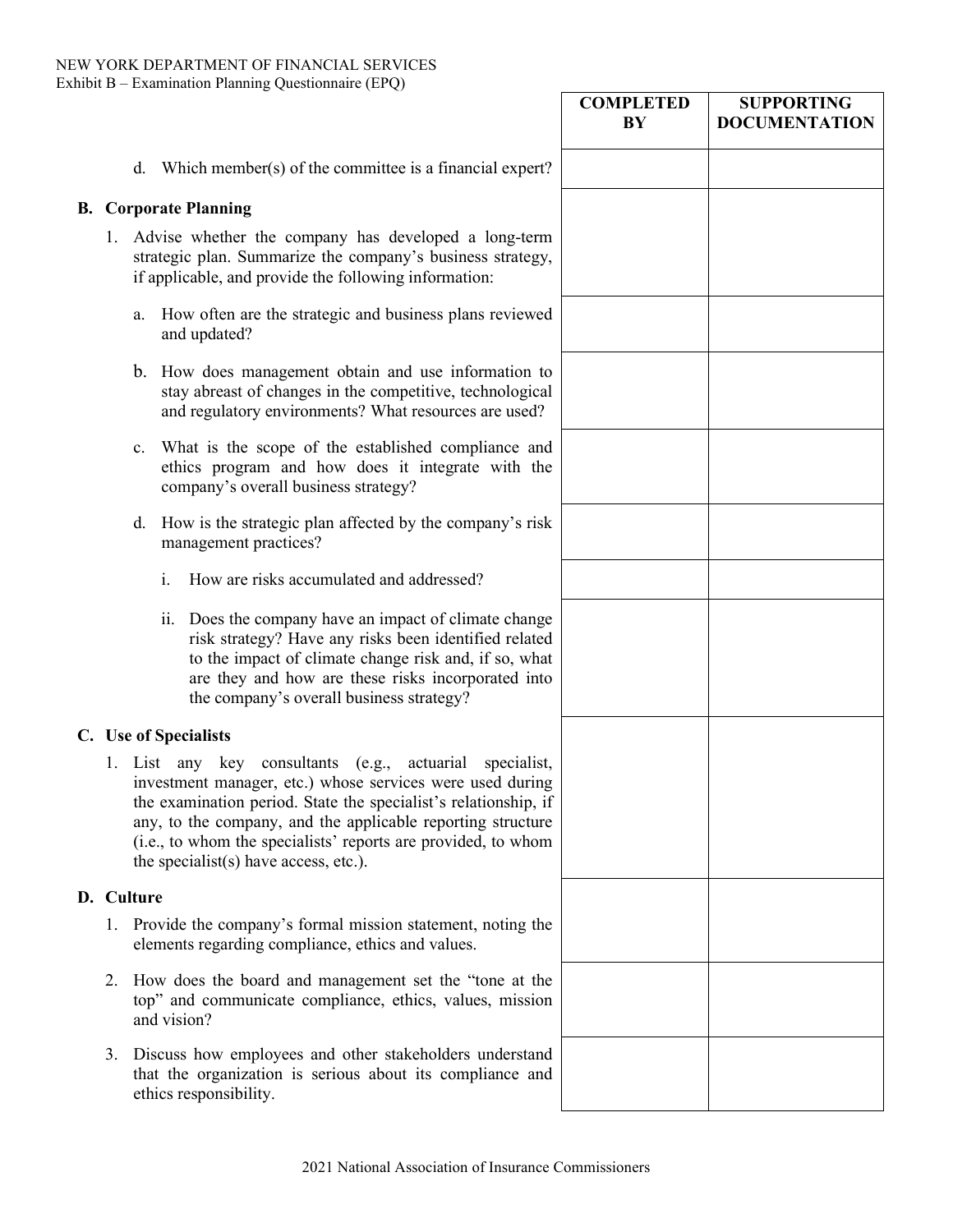| | COMPLETED BY | SUPPORTING DOCUMENTATION |
|---|---|---|
| d. Which member(s) of the committee is a financial expert? | | |
| **B. Corporate Planning** | | |
| 1. Advise whether the company has developed a long-term strategic plan. Summarize the company's business strategy, if applicable, and provide the following information: | | |
| a. How often are the strategic and business plans reviewed and updated? | | |
| b. How does management obtain and use information to stay abreast of changes in the competitive, technological and regulatory environments? What resources are used? | | |
| c. What is the scope of the established compliance and ethics program and how does it integrate with the company's overall business strategy? | | |
| d. How is the strategic plan affected by the company's risk management practices? | | |
| i. How are risks accumulated and addressed? | | |
| ii. Does the company have an impact of climate change risk strategy? Have any risks been identified related to the impact of climate change risk and, if so, what are they and how are these risks incorporated into the company's overall business strategy? | | |
| **C. Use of Specialists** | | |
| 1. List any key consultants (e.g., actuarial specialist, investment manager, etc.) whose services were used during the examination period. State the specialist's relationship, if any, to the company, and the applicable reporting structure (i.e., to whom the specialists' reports are provided, to whom the specialist(s) have access, etc.). | | |
| **D. Culture** | | |
| 1. Provide the company's formal mission statement, noting the elements regarding compliance, ethics and values. | | |
| 2. How does the board and management set the "tone at the top" and communicate compliance, ethics, values, mission and vision? | | |
| 3. Discuss how employees and other stakeholders understand that the organization is serious about its compliance and ethics responsibility. | | |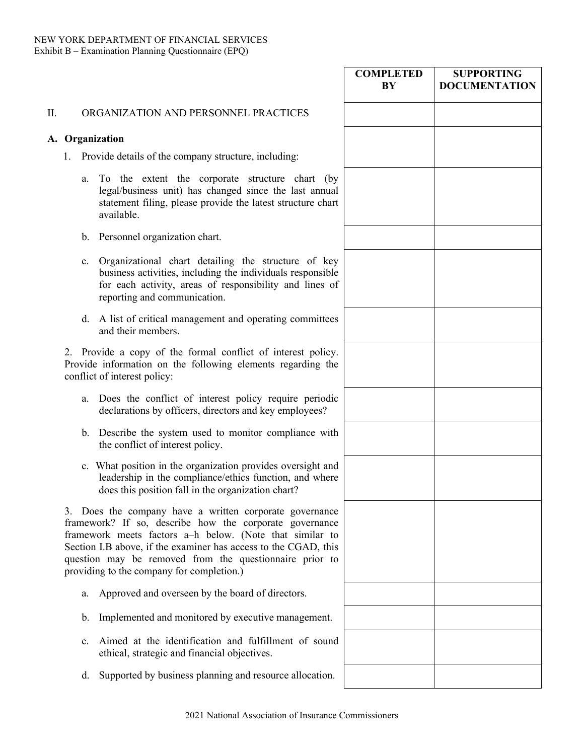| | COMPLETED BY | SUPPORTING DOCUMENTATION |
|---|---|---|
| II. ORGANIZATION AND PERSONNEL PRACTICES | | |
| **A. Organization**<br>1. Provide details of the company structure, including: | | |
| a. To the extent the corporate structure chart (by legal/business unit) has changed since the last annual statement filing, please provide the latest structure chart available. | | |
| b. Personnel organization chart. | | |
| c. Organizational chart detailing the structure of key business activities, including the individuals responsible for each activity, areas of responsibility and lines of reporting and communication. | | |
| d. A list of critical management and operating committees and their members. | | |
| 2. Provide a copy of the formal conflict of interest policy. Provide information on the following elements regarding the conflict of interest policy: | | |
| a. Does the conflict of interest policy require periodic declarations by officers, directors and key employees? | | |
| b. Describe the system used to monitor compliance with the conflict of interest policy. | | |
| c. What position in the organization provides oversight and leadership in the compliance/ethics function, and where does this position fall in the organization chart? | | |
| 3. Does the company have a written corporate governance framework? If so, describe how the corporate governance framework meets factors a–h below. (Note that similar to Section I.B above, if the examiner has access to the CGAD, this question may be removed from the questionnaire prior to providing to the company for completion.) | | |
| a. Approved and overseen by the board of directors. | | |
| b. Implemented and monitored by executive management. | | |
| c. Aimed at the identification and fulfillment of sound ethical, strategic and financial objectives. | | |
| d. Supported by business planning and resource allocation. | | |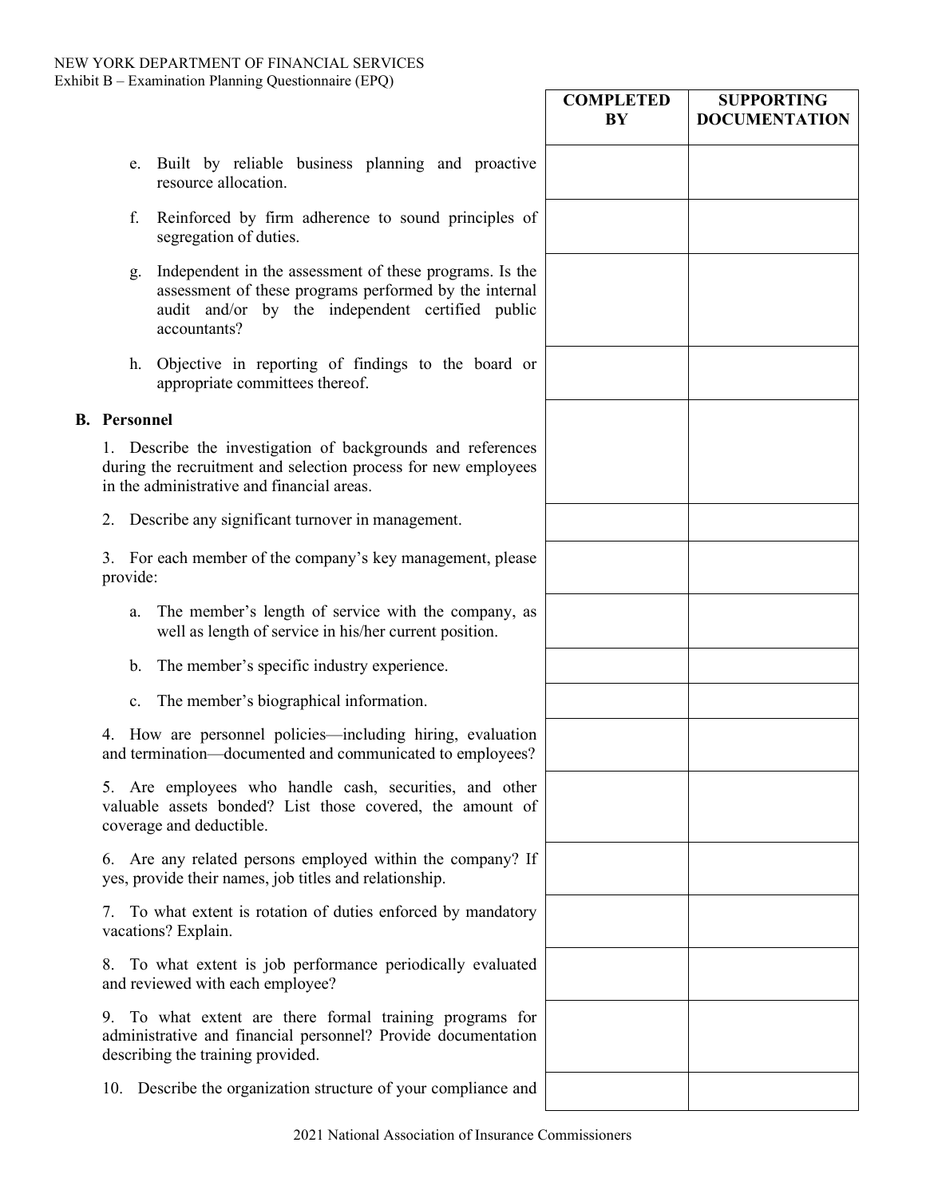| | COMPLETED BY | SUPPORTING DOCUMENTATION |
|---|---|---|
| e. Built by reliable business planning and proactive resource allocation. | | |
| f. Reinforced by firm adherence to sound principles of segregation of duties. | | |
| g. Independent in the assessment of these programs. Is the assessment of these programs performed by the internal audit and/or by the independent certified public accountants? | | |
| h. Objective in reporting of findings to the board or appropriate committees thereof. | | |
| **B. Personnel**<br><br>1. Describe the investigation of backgrounds and references during the recruitment and selection process for new employees in the administrative and financial areas. | | |
| 2. Describe any significant turnover in management. | | |
| 3. For each member of the company's key management, please provide: | | |
| a. The member's length of service with the company, as well as length of service in his/her current position. | | |
| b. The member's specific industry experience. | | |
| c. The member's biographical information. | | |
| 4. How are personnel policies—including hiring, evaluation and termination—documented and communicated to employees? | | |
| 5. Are employees who handle cash, securities, and other valuable assets bonded? List those covered, the amount of coverage and deductible. | | |
| 6. Are any related persons employed within the company? If yes, provide their names, job titles and relationship. | | |
| 7. To what extent is rotation of duties enforced by mandatory vacations? Explain. | | |
| 8. To what extent is job performance periodically evaluated and reviewed with each employee? | | |
| 9. To what extent are there formal training programs for administrative and financial personnel? Provide documentation describing the training provided. | | |
| 10. Describe the organization structure of your compliance and | | |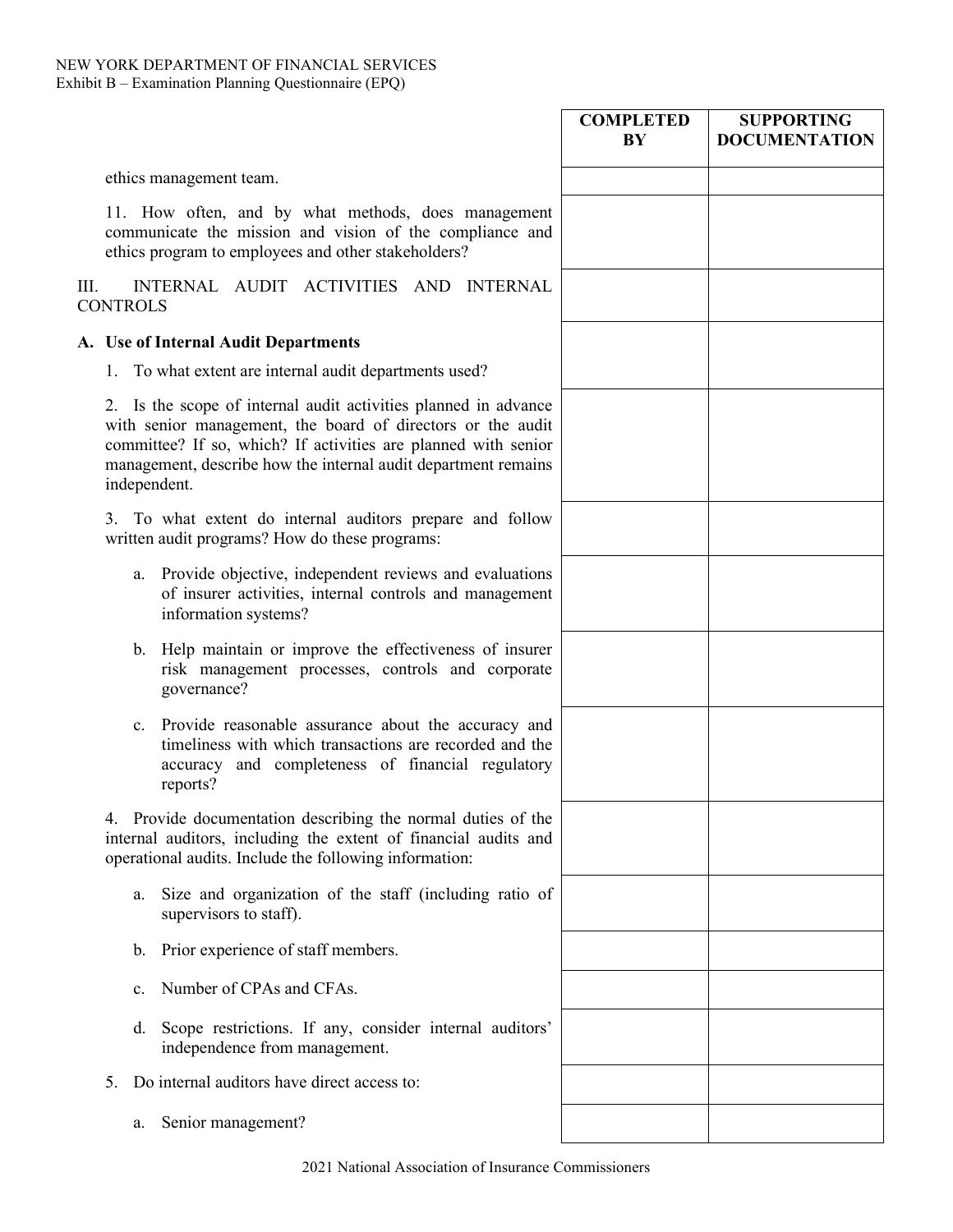| | COMPLETED BY | SUPPORTING DOCUMENTATION |
|---|---|---|
| ethics management team. | | |
| 11. How often, and by what methods, does management communicate the mission and vision of the compliance and ethics program to employees and other stakeholders? | | |
| III. INTERNAL AUDIT ACTIVITIES AND INTERNAL CONTROLS | | |
| **A. Use of Internal Audit Departments**<br>1. To what extent are internal audit departments used? | | |
| 2. Is the scope of internal audit activities planned in advance with senior management, the board of directors or the audit committee? If so, which? If activities are planned with senior management, describe how the internal audit department remains independent. | | |
| 3. To what extent do internal auditors prepare and follow written audit programs? How do these programs: | | |
| a. Provide objective, independent reviews and evaluations of insurer activities, internal controls and management information systems? | | |
| b. Help maintain or improve the effectiveness of insurer risk management processes, controls and corporate governance? | | |
| c. Provide reasonable assurance about the accuracy and timeliness with which transactions are recorded and the accuracy and completeness of financial regulatory reports? | | |
| 4. Provide documentation describing the normal duties of the internal auditors, including the extent of financial audits and operational audits. Include the following information: | | |
| a. Size and organization of the staff (including ratio of supervisors to staff). | | |
| b. Prior experience of staff members. | | |
| c. Number of CPAs and CFAs. | | |
| d. Scope restrictions. If any, consider internal auditors' independence from management. | | |
| 5. Do internal auditors have direct access to: | | |
| a. Senior management? | | |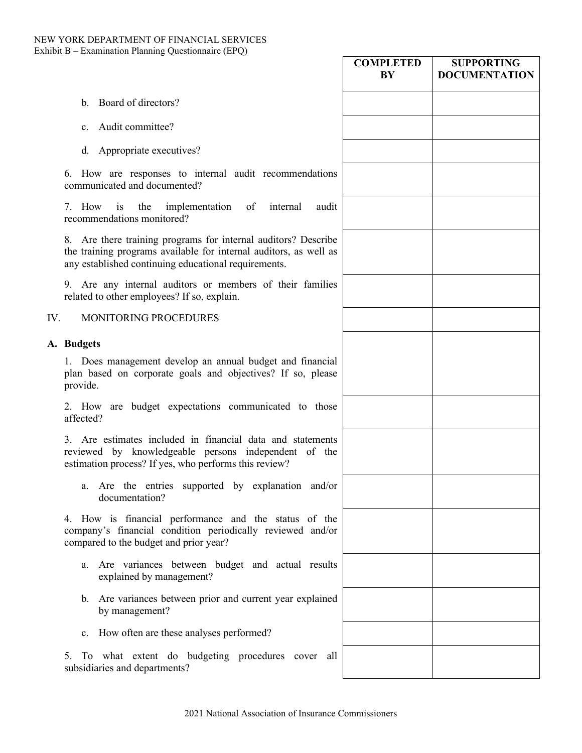| | COMPLETED BY | SUPPORTING DOCUMENTATION |
|---|---|---|
| b. Board of directors? | | |
| c. Audit committee? | | |
| d. Appropriate executives? | | |
| 6. How are responses to internal audit recommendations communicated and documented? | | |
| 7. How is the implementation of internal audit recommendations monitored? | | |
| 8. Are there training programs for internal auditors? Describe the training programs available for internal auditors, as well as any established continuing educational requirements. | | |
| 9. Are any internal auditors or members of their families related to other employees? If so, explain. | | |
| IV. MONITORING PROCEDURES | | |
| **A. Budgets**<br>1. Does management develop an annual budget and financial plan based on corporate goals and objectives? If so, please provide. | | |
| 2. How are budget expectations communicated to those affected? | | |
| 3. Are estimates included in financial data and statements reviewed by knowledgeable persons independent of the estimation process? If yes, who performs this review? | | |
| a. Are the entries supported by explanation and/or documentation? | | |
| 4. How is financial performance and the status of the company's financial condition periodically reviewed and/or compared to the budget and prior year? | | |
| a. Are variances between budget and actual results explained by management? | | |
| b. Are variances between prior and current year explained by management? | | |
| c. How often are these analyses performed? | | |
| 5. To what extent do budgeting procedures cover all subsidiaries and departments? | | |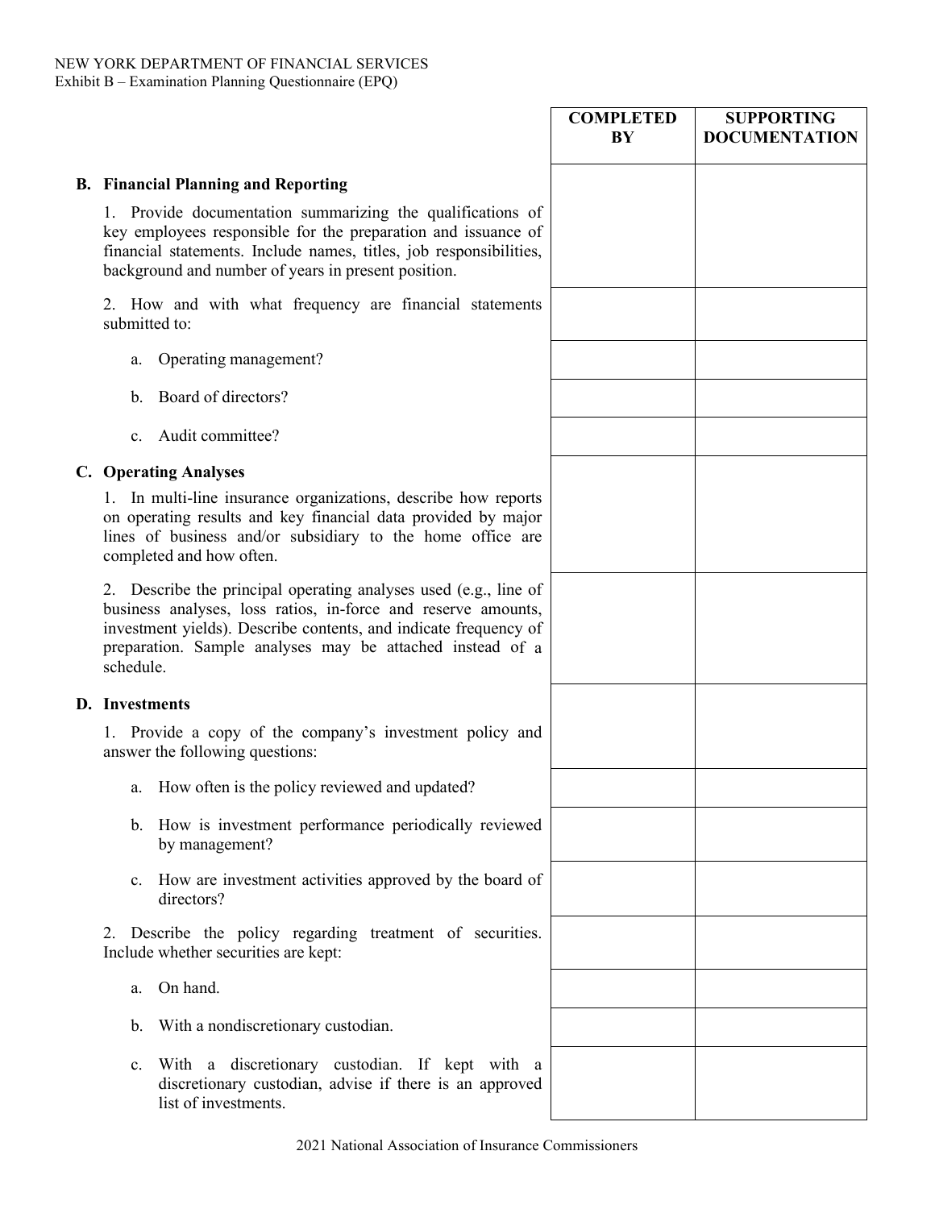| | COMPLETED BY | SUPPORTING DOCUMENTATION |
|---|---|---|
| **B. Financial Planning and Reporting** | | |
| 1. Provide documentation summarizing the qualifications of key employees responsible for the preparation and issuance of financial statements. Include names, titles, job responsibilities, background and number of years in present position. | | |
| 2. How and with what frequency are financial statements submitted to: | | |
| a. Operating management? | | |
| b. Board of directors? | | |
| c. Audit committee? | | |
| **C. Operating Analyses** | | |
| 1. In multi-line insurance organizations, describe how reports on operating results and key financial data provided by major lines of business and/or subsidiary to the home office are completed and how often. | | |
| 2. Describe the principal operating analyses used (e.g., line of business analyses, loss ratios, in-force and reserve amounts, investment yields). Describe contents, and indicate frequency of preparation. Sample analyses may be attached instead of a schedule. | | |
| **D. Investments** | | |
| 1. Provide a copy of the company's investment policy and answer the following questions: | | |
| a. How often is the policy reviewed and updated? | | |
| b. How is investment performance periodically reviewed by management? | | |
| c. How are investment activities approved by the board of directors? | | |
| 2. Describe the policy regarding treatment of securities. Include whether securities are kept: | | |
| a. On hand. | | |
| b. With a nondiscretionary custodian. | | |
| c. With a discretionary custodian. If kept with a discretionary custodian, advise if there is an approved list of investments. | | |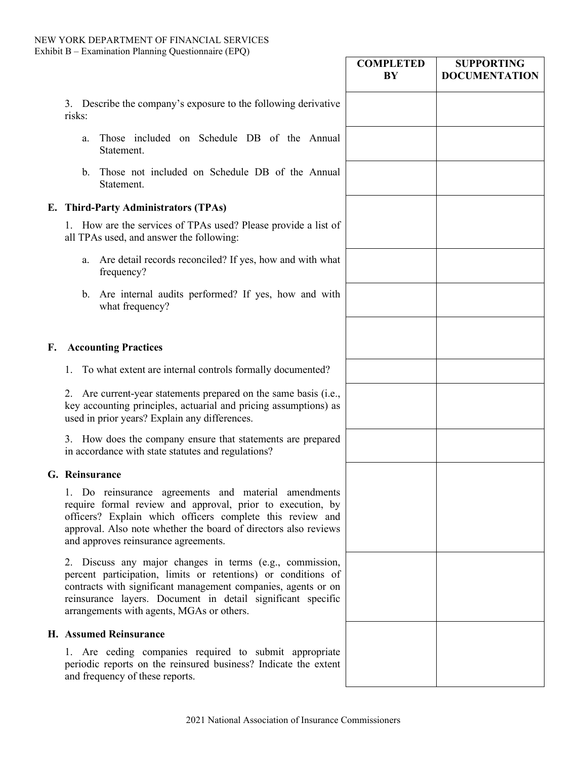NEW YORK DEPARTMENT OF FINANCIAL SERVICES
Exhibit B – Examination Planning Questionnaire (EPQ)

| | COMPLETED BY | SUPPORTING DOCUMENTATION |
|---|---|---|
| 3. Describe the company's exposure to the following derivative risks: | | |
| a. Those included on Schedule DB of the Annual Statement. | | |
| b. Those not included on Schedule DB of the Annual Statement. | | |
| **E. Third-Party Administrators (TPAs)**<br>1. How are the services of TPAs used? Please provide a list of all TPAs used, and answer the following: | | |
| a. Are detail records reconciled? If yes, how and with what frequency? | | |
| b. Are internal audits performed? If yes, how and with what frequency? | | |
| **F. Accounting Practices** | | |
| 1. To what extent are internal controls formally documented? | | |
| 2. Are current-year statements prepared on the same basis (i.e., key accounting principles, actuarial and pricing assumptions) as used in prior years? Explain any differences. | | |
| 3. How does the company ensure that statements are prepared in accordance with state statutes and regulations? | | |
| **G. Reinsurance**<br>1. Do reinsurance agreements and material amendments require formal review and approval, prior to execution, by officers? Explain which officers complete this review and approval. Also note whether the board of directors also reviews and approves reinsurance agreements. | | |
| 2. Discuss any major changes in terms (e.g., commission, percent participation, limits or retentions) or conditions of contracts with significant management companies, agents or on reinsurance layers. Document in detail significant specific arrangements with agents, MGAs or others. | | |
| **H. Assumed Reinsurance**<br>1. Are ceding companies required to submit appropriate periodic reports on the reinsured business? Indicate the extent and frequency of these reports. | | |

2021 National Association of Insurance Commissioners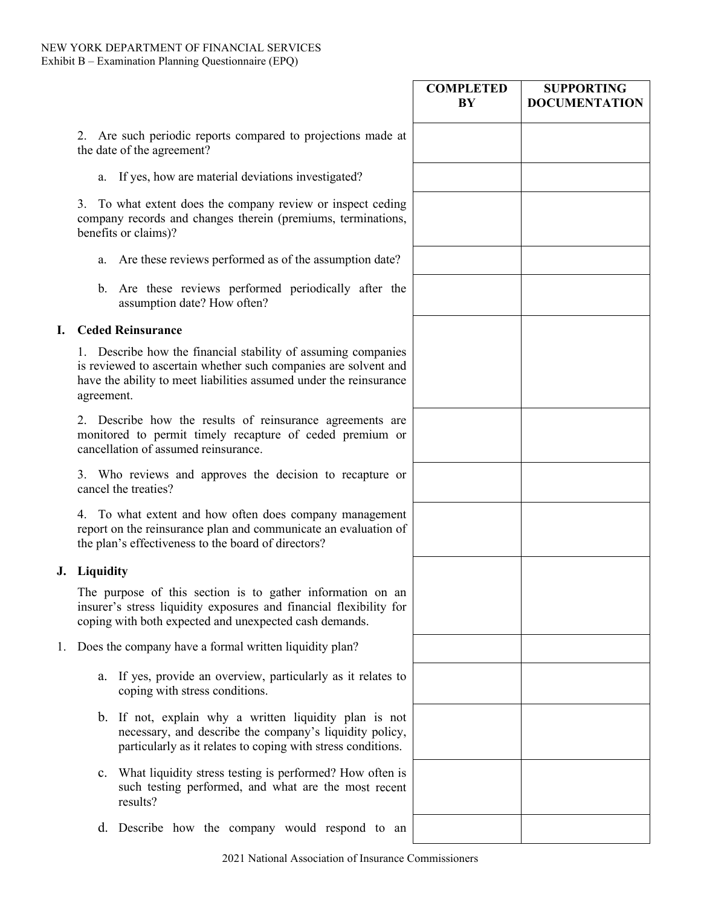| | COMPLETED BY | SUPPORTING DOCUMENTATION |
|---|---|---|
| 2. Are such periodic reports compared to projections made at the date of the agreement? | | |
| a. If yes, how are material deviations investigated? | | |
| 3. To what extent does the company review or inspect ceding company records and changes therein (premiums, terminations, benefits or claims)? | | |
| a. Are these reviews performed as of the assumption date? | | |
| b. Are these reviews performed periodically after the assumption date? How often? | | |
| **I. Ceded Reinsurance**<br>1. Describe how the financial stability of assuming companies is reviewed to ascertain whether such companies are solvent and have the ability to meet liabilities assumed under the reinsurance agreement. | | |
| 2. Describe how the results of reinsurance agreements are monitored to permit timely recapture of ceded premium or cancellation of assumed reinsurance. | | |
| 3. Who reviews and approves the decision to recapture or cancel the treaties? | | |
| 4. To what extent and how often does company management report on the reinsurance plan and communicate an evaluation of the plan's effectiveness to the board of directors? | | |
| **J. Liquidity**<br>The purpose of this section is to gather information on an insurer's stress liquidity exposures and financial flexibility for coping with both expected and unexpected cash demands. | | |
| 1. Does the company have a formal written liquidity plan? | | |
| a. If yes, provide an overview, particularly as it relates to coping with stress conditions. | | |
| b. If not, explain why a written liquidity plan is not necessary, and describe the company's liquidity policy, particularly as it relates to coping with stress conditions. | | |
| c. What liquidity stress testing is performed? How often is such testing performed, and what are the most recent results? | | |
| d. Describe how the company would respond to an | | |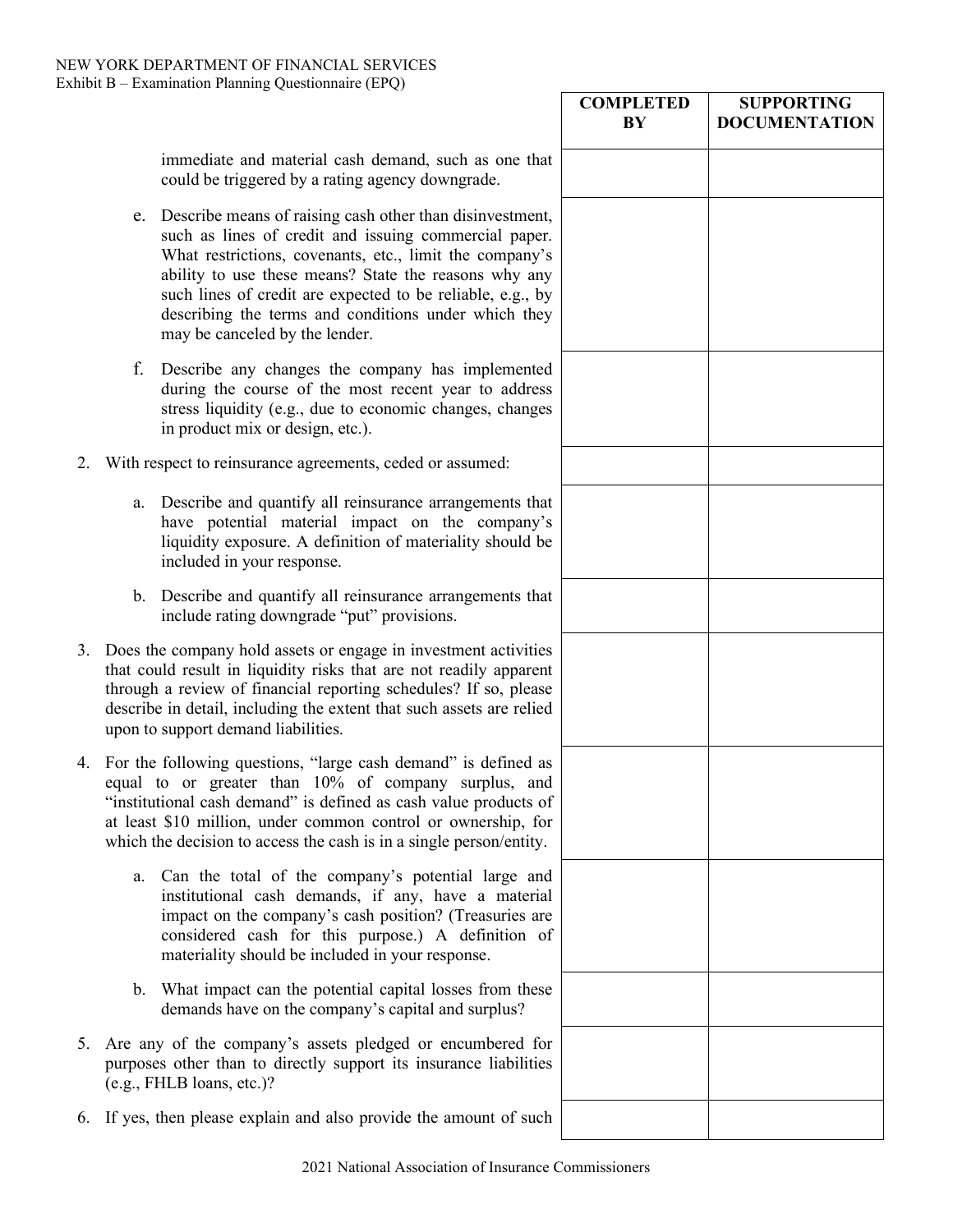| | COMPLETED BY | SUPPORTING DOCUMENTATION |
|---|---|---|
| immediate and material cash demand, such as one that could be triggered by a rating agency downgrade. | | |
| e. Describe means of raising cash other than disinvestment, such as lines of credit and issuing commercial paper. What restrictions, covenants, etc., limit the company's ability to use these means? State the reasons why any such lines of credit are expected to be reliable, e.g., by describing the terms and conditions under which they may be canceled by the lender. | | |
| f. Describe any changes the company has implemented during the course of the most recent year to address stress liquidity (e.g., due to economic changes, changes in product mix or design, etc.). | | |
| 2. With respect to reinsurance agreements, ceded or assumed: | | |
| a. Describe and quantify all reinsurance arrangements that have potential material impact on the company's liquidity exposure. A definition of materiality should be included in your response. | | |
| b. Describe and quantify all reinsurance arrangements that include rating downgrade "put" provisions. | | |
| 3. Does the company hold assets or engage in investment activities that could result in liquidity risks that are not readily apparent through a review of financial reporting schedules? If so, please describe in detail, including the extent that such assets are relied upon to support demand liabilities. | | |
| 4. For the following questions, "large cash demand" is defined as equal to or greater than 10% of company surplus, and "institutional cash demand" is defined as cash value products of at least $10 million, under common control or ownership, for which the decision to access the cash is in a single person/entity. | | |
| a. Can the total of the company's potential large and institutional cash demands, if any, have a material impact on the company's cash position? (Treasuries are considered cash for this purpose.) A definition of materiality should be included in your response. | | |
| b. What impact can the potential capital losses from these demands have on the company's capital and surplus? | | |
| 5. Are any of the company's assets pledged or encumbered for purposes other than to directly support its insurance liabilities (e.g., FHLB loans, etc.)? | | |
| 6. If yes, then please explain and also provide the amount of such | | |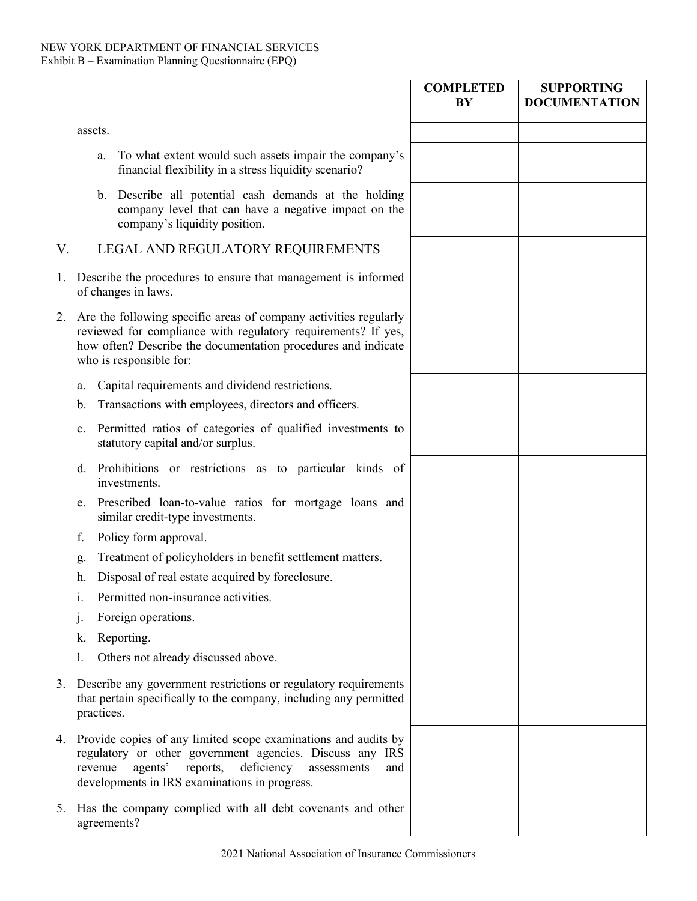| | COMPLETED BY | SUPPORTING DOCUMENTATION |
|---|---|---|
| assets. | | |
| a. To what extent would such assets impair the company's financial flexibility in a stress liquidity scenario? | | |
| b. Describe all potential cash demands at the holding company level that can have a negative impact on the company's liquidity position. | | |
| V. LEGAL AND REGULATORY REQUIREMENTS | | |
| 1. Describe the procedures to ensure that management is informed of changes in laws. | | |
| 2. Are the following specific areas of company activities regularly reviewed for compliance with regulatory requirements? If yes, how often? Describe the documentation procedures and indicate who is responsible for: | | |
| a. Capital requirements and dividend restrictions.<br>b. Transactions with employees, directors and officers. | | |
| c. Permitted ratios of categories of qualified investments to statutory capital and/or surplus. | | |
| d. Prohibitions or restrictions as to particular kinds of investments.<br>e. Prescribed loan-to-value ratios for mortgage loans and similar credit-type investments.<br>f. Policy form approval.<br>g. Treatment of policyholders in benefit settlement matters.<br>h. Disposal of real estate acquired by foreclosure.<br>i. Permitted non-insurance activities.<br>j. Foreign operations.<br>k. Reporting.<br>l. Others not already discussed above. | | |
| 3. Describe any government restrictions or regulatory requirements that pertain specifically to the company, including any permitted practices. | | |
| 4. Provide copies of any limited scope examinations and audits by regulatory or other government agencies. Discuss any IRS revenue agents' reports, deficiency assessments and developments in IRS examinations in progress. | | |
| 5. Has the company complied with all debt covenants and other agreements? | | |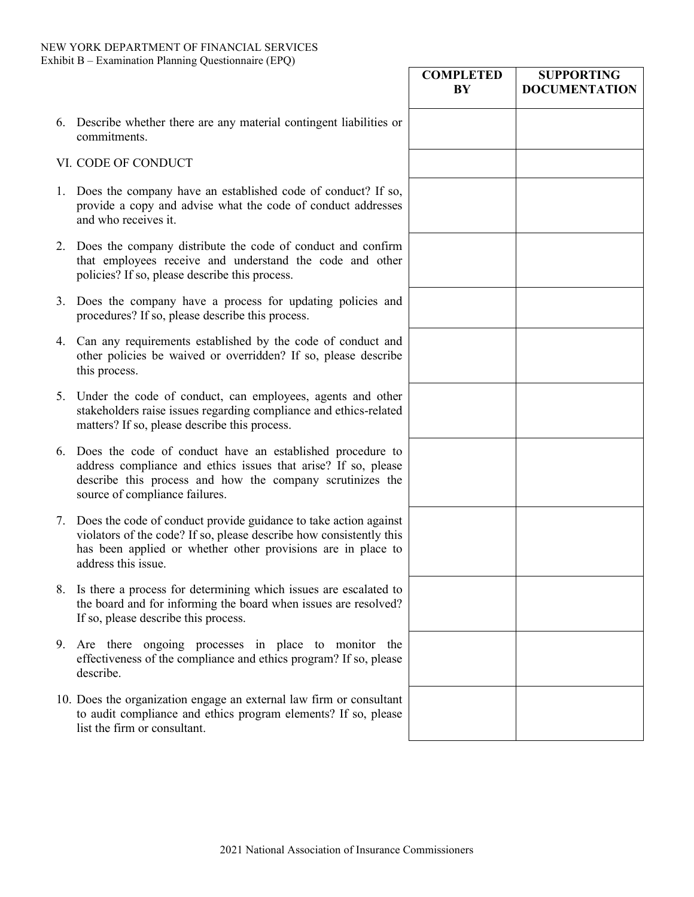| | COMPLETED BY | SUPPORTING DOCUMENTATION |
|---|---|---|
| 6. Describe whether there are any material contingent liabilities or commitments. | | |
| VI. CODE OF CONDUCT | | |
| 1. Does the company have an established code of conduct? If so, provide a copy and advise what the code of conduct addresses and who receives it. | | |
| 2. Does the company distribute the code of conduct and confirm that employees receive and understand the code and other policies? If so, please describe this process. | | |
| 3. Does the company have a process for updating policies and procedures? If so, please describe this process. | | |
| 4. Can any requirements established by the code of conduct and other policies be waived or overridden? If so, please describe this process. | | |
| 5. Under the code of conduct, can employees, agents and other stakeholders raise issues regarding compliance and ethics-related matters? If so, please describe this process. | | |
| 6. Does the code of conduct have an established procedure to address compliance and ethics issues that arise? If so, please describe this process and how the company scrutinizes the source of compliance failures. | | |
| 7. Does the code of conduct provide guidance to take action against violators of the code? If so, please describe how consistently this has been applied or whether other provisions are in place to address this issue. | | |
| 8. Is there a process for determining which issues are escalated to the board and for informing the board when issues are resolved? If so, please describe this process. | | |
| 9. Are there ongoing processes in place to monitor the effectiveness of the compliance and ethics program? If so, please describe. | | |
| 10. Does the organization engage an external law firm or consultant to audit compliance and ethics program elements? If so, please list the firm or consultant. | | |